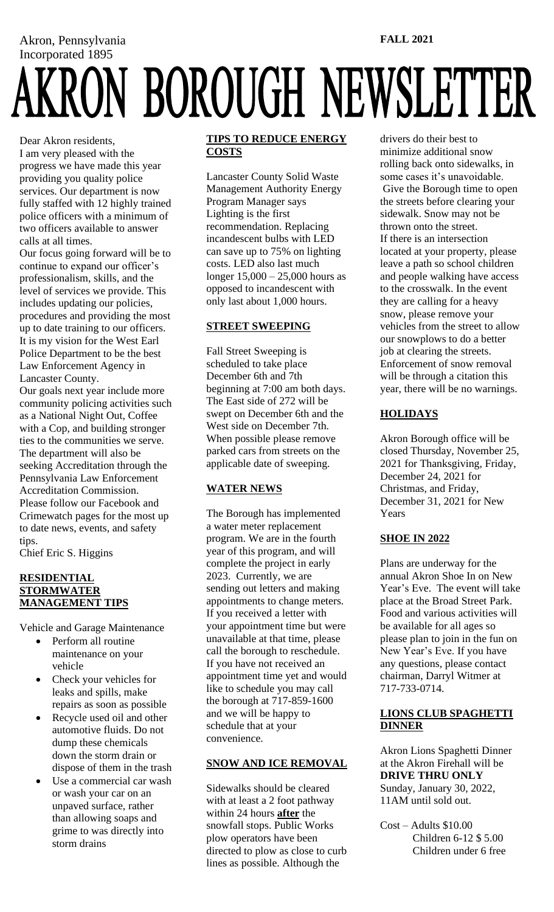Akron, Pennsylvania
Incorporated 1895

**FALL 2021**

# AKRON BOROUGH NEWSLETTER

Dear Akron residents,

I am very pleased with the progress we have made this year providing you quality police services. Our department is now fully staffed with 12 highly trained police officers with a minimum of two officers available to answer calls at all times.

Our focus going forward will be to continue to expand our officer's professionalism, skills, and the level of services we provide. This includes updating our policies, procedures and providing the most up to date training to our officers. It is my vision for the West Earl Police Department to be the best Law Enforcement Agency in Lancaster County.

Our goals next year include more community policing activities such as a National Night Out, Coffee with a Cop, and building stronger ties to the communities we serve. The department will also be seeking Accreditation through the Pennsylvania Law Enforcement Accreditation Commission.

Please follow our Facebook and Crimewatch pages for the most up to date news, events, and safety tips.

Chief Eric S. Higgins

## RESIDENTIAL STORMWATER MANAGEMENT TIPS

Vehicle and Garage Maintenance

- Perform all routine maintenance on your vehicle
- Check your vehicles for leaks and spills, make repairs as soon as possible
- Recycle used oil and other automotive fluids. Do not dump these chemicals down the storm drain or dispose of them in the trash
- Use a commercial car wash or wash your car on an unpaved surface, rather than allowing soaps and grime to was directly into storm drains

## TIPS TO REDUCE ENERGY COSTS

Lancaster County Solid Waste Management Authority Energy Program Manager says Lighting is the first recommendation. Replacing incandescent bulbs with LED can save up to 75% on lighting costs. LED also last much longer 15,000 – 25,000 hours as opposed to incandescent with only last about 1,000 hours.

## STREET SWEEPING

Fall Street Sweeping is scheduled to take place December 6th and 7th beginning at 7:00 am both days. The East side of 272 will be swept on December 6th and the West side on December 7th. When possible please remove parked cars from streets on the applicable date of sweeping.

## WATER NEWS

The Borough has implemented a water meter replacement program. We are in the fourth year of this program, and will complete the project in early 2023. Currently, we are sending out letters and making appointments to change meters. If you received a letter with your appointment time but were unavailable at that time, please call the borough to reschedule. If you have not received an appointment time yet and would like to schedule you may call the borough at 717-859-1600 and we will be happy to schedule that at your convenience.

## SNOW AND ICE REMOVAL

Sidewalks should be cleared with at least a 2 foot pathway within 24 hours **after** the snowfall stops. Public Works plow operators have been directed to plow as close to curb lines as possible. Although the drivers do their best to minimize additional snow rolling back onto sidewalks, in some cases it's unavoidable. Give the Borough time to open the streets before clearing your sidewalk. Snow may not be thrown onto the street.

If there is an intersection located at your property, please leave a path so school children and people walking have access to the crosswalk. In the event they are calling for a heavy snow, please remove your vehicles from the street to allow our snowplows to do a better job at clearing the streets.

Enforcement of snow removal will be through a citation this year, there will be no warnings.

## HOLIDAYS

Akron Borough office will be closed Thursday, November 25, 2021 for Thanksgiving, Friday, December 24, 2021 for Christmas, and Friday, December 31, 2021 for New Years

## SHOE IN 2022

Plans are underway for the annual Akron Shoe In on New Year's Eve. The event will take place at the Broad Street Park. Food and various activities will be available for all ages so please plan to join in the fun on New Year's Eve. If you have any questions, please contact chairman, Darryl Witmer at 717-733-0714.

## LIONS CLUB SPAGHETTI DINNER

Akron Lions Spaghetti Dinner at the Akron Firehall will be **DRIVE THRU ONLY** Sunday, January 30, 2022, 11AM until sold out.

Cost – Adults $10.00
Children 6-12 $ 5.00
Children under 6 free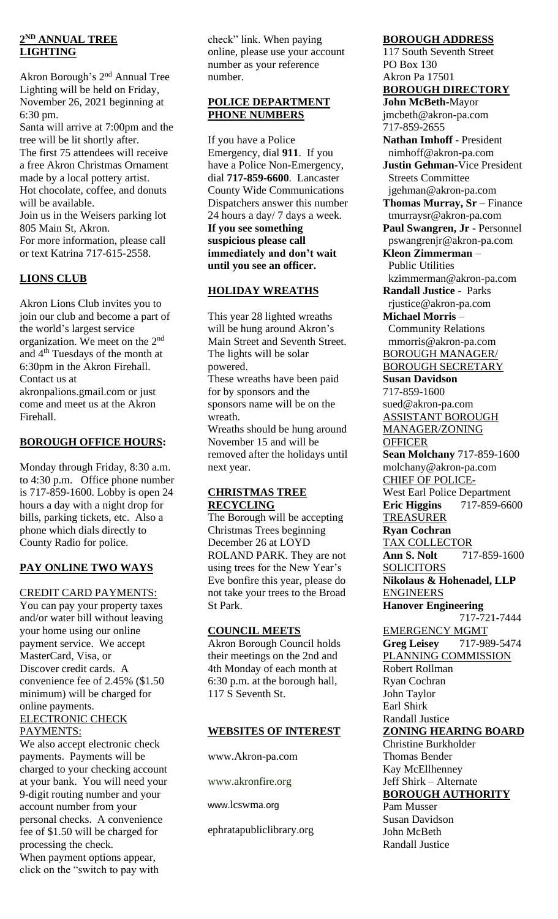## 2ND ANNUAL TREE LIGHTING

Akron Borough's 2nd Annual Tree Lighting will be held on Friday, November 26, 2021 beginning at 6:30 pm.

Santa will arrive at 7:00pm and the tree will be lit shortly after.

The first 75 attendees will receive a free Akron Christmas Ornament made by a local pottery artist.

Hot chocolate, coffee, and donuts will be available.

Join us in the Weisers parking lot 805 Main St, Akron.

For more information, please call or text Katrina 717-615-2558.

## LIONS CLUB

Akron Lions Club invites you to join our club and become a part of the world's largest service organization. We meet on the 2nd and 4th Tuesdays of the month at 6:30pm in the Akron Firehall. Contact us at akronpalions.gmail.com or just come and meet us at the Akron Firehall.

## BOROUGH OFFICE HOURS:

Monday through Friday, 8:30 a.m. to 4:30 p.m. Office phone number is 717-859-1600. Lobby is open 24 hours a day with a night drop for bills, parking tickets, etc. Also a phone which dials directly to County Radio for police.

## PAY ONLINE TWO WAYS

CREDIT CARD PAYMENTS:

You can pay your property taxes and/or water bill without leaving your home using our online payment service. We accept MasterCard, Visa, or Discover credit cards. A convenience fee of 2.45% ($1.50 minimum) will be charged for online payments.

ELECTRONIC CHECK PAYMENTS:

We also accept electronic check payments. Payments will be charged to your checking account at your bank. You will need your 9-digit routing number and your account number from your personal checks. A convenience fee of $1.50 will be charged for processing the check.

When payment options appear, click on the "switch to pay with check" link. When paying online, please use your account number as your reference number.

## POLICE DEPARTMENT PHONE NUMBERS

If you have a Police Emergency, dial **911**. If you have a Police Non-Emergency, dial **717-859-6600**. Lancaster County Wide Communications Dispatchers answer this number 24 hours a day/ 7 days a week. **If you see something suspicious please call immediately and don't wait until you see an officer.**

## HOLIDAY WREATHS

This year 28 lighted wreaths will be hung around Akron's Main Street and Seventh Street. The lights will be solar powered.

These wreaths have been paid for by sponsors and the sponsors name will be on the wreath.

Wreaths should be hung around November 15 and will be removed after the holidays until next year.

## CHRISTMAS TREE RECYCLING

The Borough will be accepting Christmas Trees beginning December 26 at LOYD ROLAND PARK. They are not using trees for the New Year's Eve bonfire this year, please do not take your trees to the Broad St Park.

## COUNCIL MEETS

Akron Borough Council holds their meetings on the 2nd and 4th Monday of each month at 6:30 p.m. at the borough hall, 117 S Seventh St.

## WEBSITES OF INTEREST

www.Akron-pa.com

www.akronfire.org

www.lcswma.org

ephratapubliclibrary.org

## BOROUGH ADDRESS

117 South Seventh Street
PO Box 130
Akron Pa 17501

## BOROUGH DIRECTORY

**John McBeth**-Mayor
jmcbeth@akron-pa.com
717-859-2655

**Nathan Imhoff** - President
nimhoff@akron-pa.com

**Justin Gehman**-Vice President
Streets Committee
jgehman@akron-pa.com

**Thomas Murray, Sr** – Finance
tmurraysr@akron-pa.com

**Paul Swangren, Jr** - Personnel
pswangrenjr@akron-pa.com

**Kleon Zimmerman** –
Public Utilities
kzimmerman@akron-pa.com

**Randall Justice** - Parks
rjustice@akron-pa.com

**Michael Morris** –
Community Relations
mmorris@akron-pa.com

BOROUGH MANAGER/ BOROUGH SECRETARY
**Susan Davidson**
717-859-1600
sued@akron-pa.com

ASSISTANT BOROUGH MANAGER/ZONING OFFICER
**Sean Molchany** 717-859-1600
molchany@akron-pa.com

CHIEF OF POLICE-
West Earl Police Department
**Eric Higgins** 717-859-6600

TREASURER
**Ryan Cochran**

TAX COLLECTOR
**Ann S. Nolt** 717-859-1600

SOLICITORS
**Nikolaus & Hohenadel, LLP**

ENGINEERS
**Hanover Engineering**
717-721-7444

EMERGENCY MGMT
**Greg Leisey** 717-989-5474

PLANNING COMMISSION
Robert Rollman
Ryan Cochran
John Taylor
Earl Shirk
Randall Justice

## ZONING HEARING BOARD

Christine Burkholder
Thomas Bender
Kay McEllhenney
Jeff Shirk – Alternate

## BOROUGH AUTHORITY

Pam Musser
Susan Davidson
John McBeth
Randall Justice